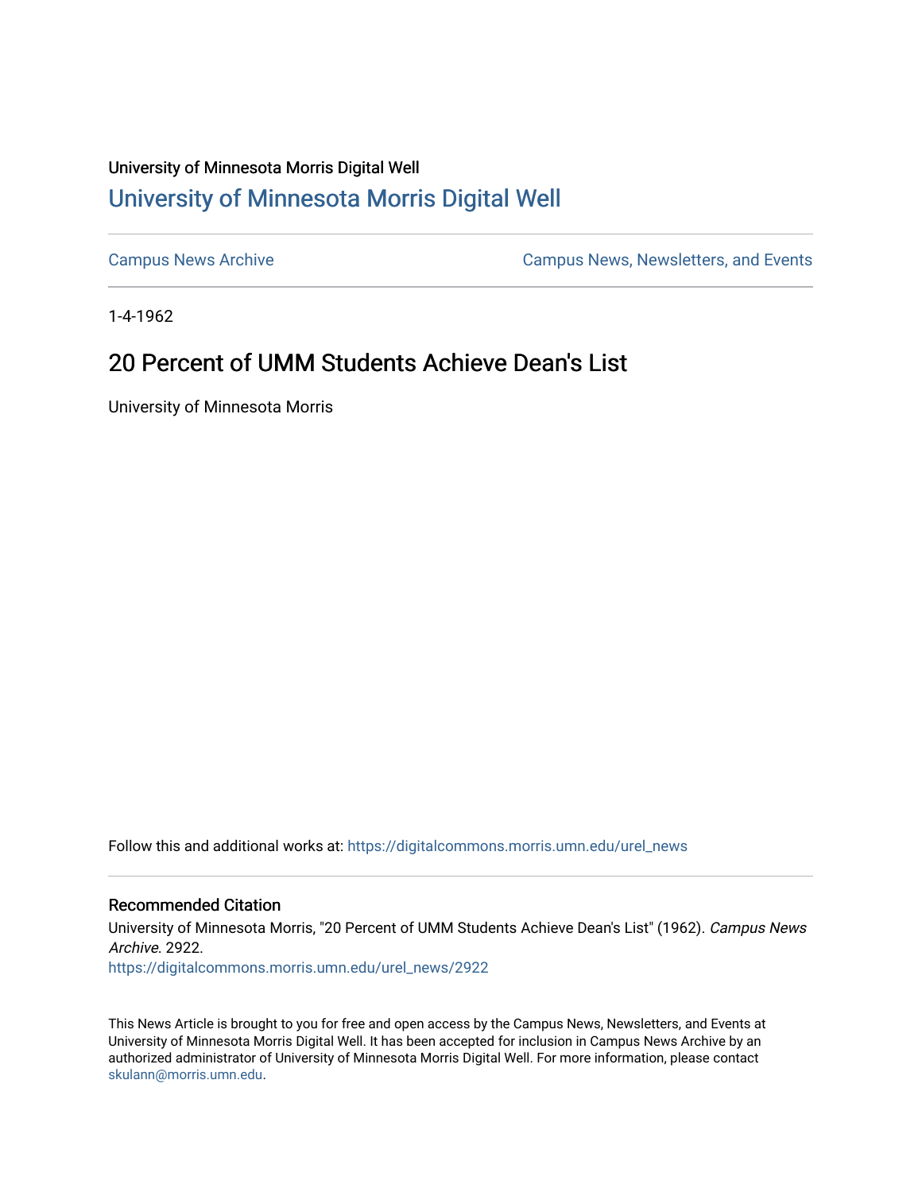University of Minnesota Morris Digital Well

# University of Minnesota Morris Digital Well

Campus News Archive

Campus News, Newsletters, and Events

1-4-1962

## 20 Percent of UMM Students Achieve Dean's List

University of Minnesota Morris

Follow this and additional works at: https://digitalcommons.morris.umn.edu/urel_news

### Recommended Citation

University of Minnesota Morris, "20 Percent of UMM Students Achieve Dean's List" (1962). *Campus News Archive*. 2922.
https://digitalcommons.morris.umn.edu/urel_news/2922

This News Article is brought to you for free and open access by the Campus News, Newsletters, and Events at University of Minnesota Morris Digital Well. It has been accepted for inclusion in Campus News Archive by an authorized administrator of University of Minnesota Morris Digital Well. For more information, please contact skulann@morris.umn.edu.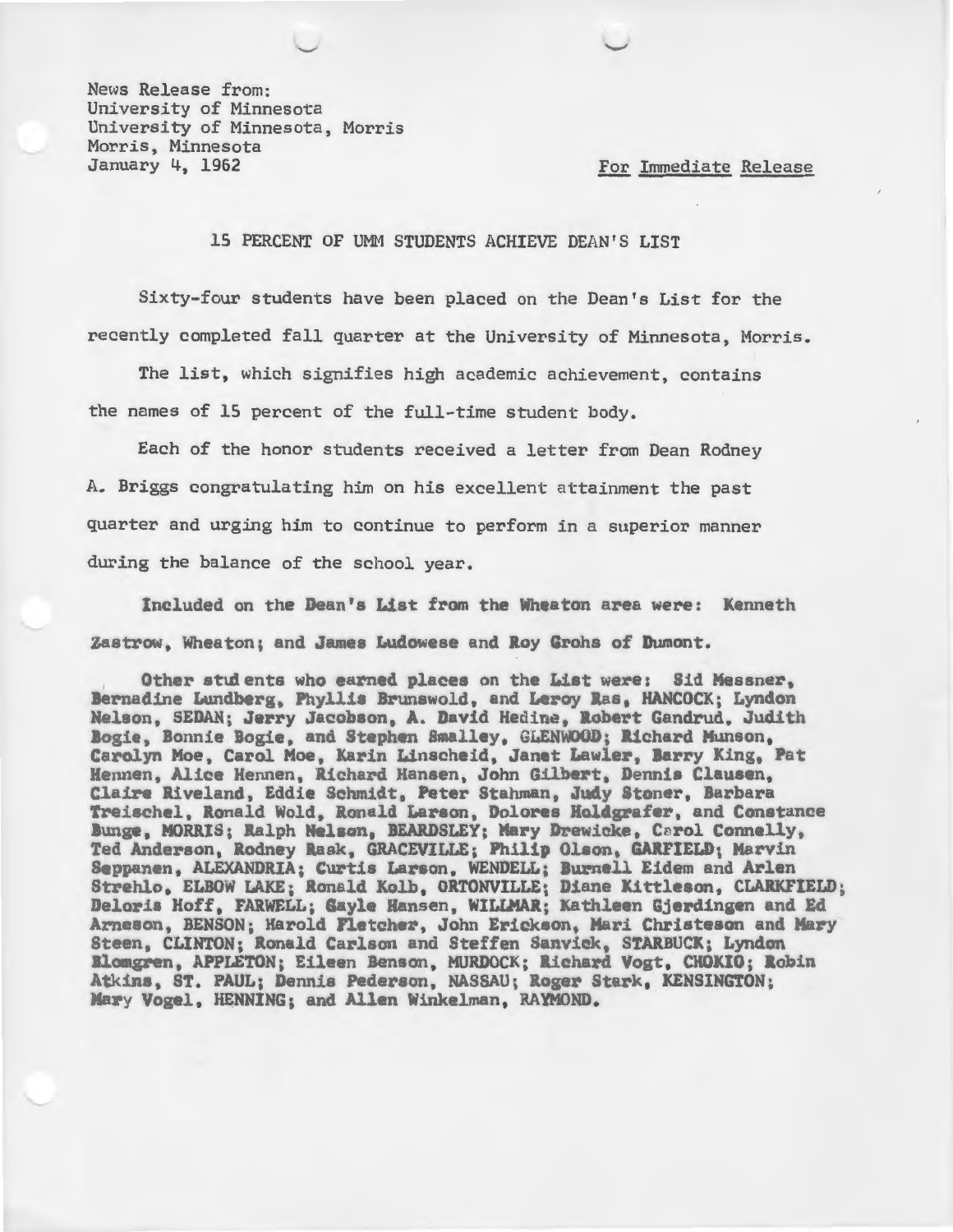News Release from:
University of Minnesota
University of Minnesota, Morris
Morris, Minnesota
January 4, 1962

For Immediate Release

# 15 PERCENT OF UMM STUDENTS ACHIEVE DEAN'S LIST

Sixty-four students have been placed on the Dean's List for the recently completed fall quarter at the University of Minnesota, Morris.

The list, which signifies high academic achievement, contains the names of 15 percent of the full-time student body.

Each of the honor students received a letter from Dean Rodney A. Briggs congratulating him on his excellent attainment the past quarter and urging him to continue to perform in a superior manner during the balance of the school year.

**Included on the Dean's List from the Wheaton area were: Kenneth Zastrow, Wheaton; and James Ludowese and Roy Grohs of Dumont.**

**Other students who earned places on the List were: Sid Messner, Bernadine Lundberg, Phyllis Brunswold, and Leroy Ras, HANCOCK; Lyndon Nelson, SEDAN; Jerry Jacobson, A. David Hedine, Robert Gandrud, Judith Bogie, Bonnie Bogie, and Stephen Smalley, GLENWOOD; Richard Munson, Carolyn Moe, Carol Moe, Karin Linscheid, Janet Lawler, Barry King, Pat Hennen, Alice Hennen, Richard Hansen, John Gilbert, Dennis Clausen, Claire Riveland, Eddie Schmidt, Peter Stahman, Judy Stoner, Barbara Treischel, Ronald Wold, Ronald Larson, Dolores Heldgrafer, and Constance Bunge, MORRIS; Ralph Nelson, BEARDSLEY; Mary Drewicke, Carol Connelly, Ted Anderson, Rodney Rask, GRACEVILLE; Philip Olson, GARFIELD; Marvin Seppanen, ALEXANDRIA; Curtis Larson, WENDELL; Burnell Eidem and Arlen Strehlo, ELBOW LAKE; Ronald Kolb, ORTONVILLE; Diane Kittleson, CLARKFIELD; Deloris Hoff, FARWELL; Gayle Hansen, WILLMAR; Kathleen Gjerdingen and Ed Arneson, BENSON; Harold Fletcher, John Erickson, Mari Christeson and Mary Steen, CLINTON; Ronald Carlson and Steffen Sanvick, STARBUCK; Lyndon Blomgren, APPLETON; Eileen Benson, MURDOCK; Richard Vogt, CHOKIO; Robin Atkins, ST. PAUL; Dennis Pederson, NASSAU; Roger Stark, KENSINGTON; Mary Vogel, HENNING; and Allen Winkelman, RAYMOND.**